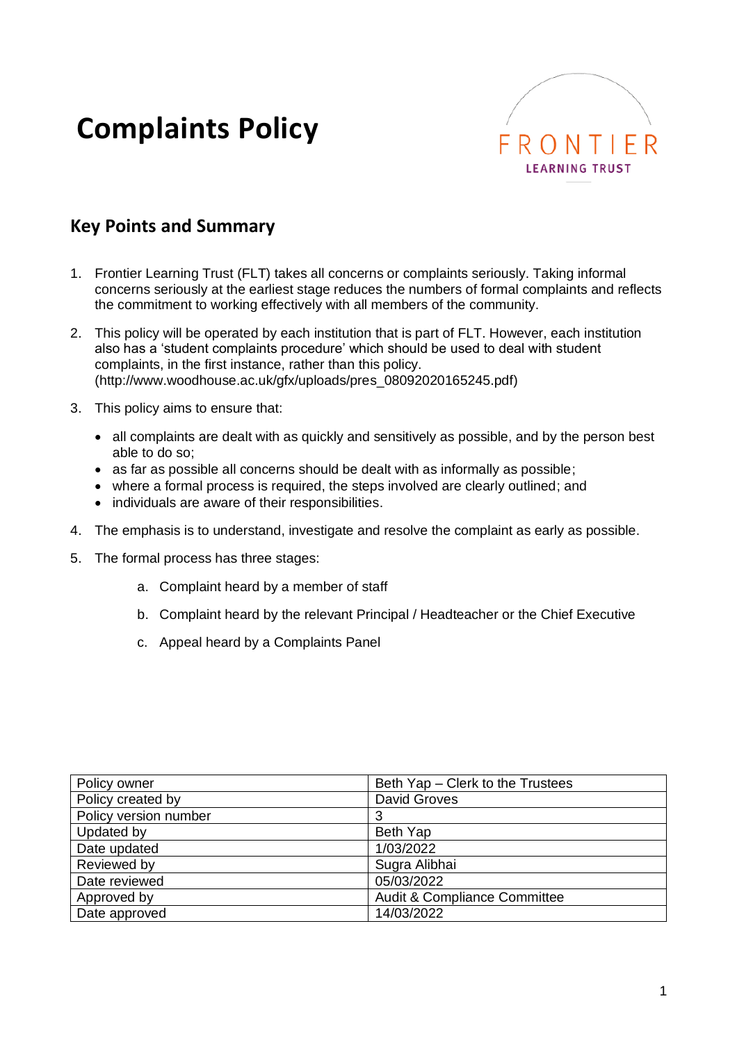# Complaints Policy

FRONTIER
LEARNING TRUST

## Key Points and Summary

1. Frontier Learning Trust (FLT) takes all concerns or complaints seriously. Taking informal concerns seriously at the earliest stage reduces the numbers of formal complaints and reflects the commitment to working effectively with all members of the community.

2. This policy will be operated by each institution that is part of FLT. However, each institution also has a 'student complaints procedure' which should be used to deal with student complaints, in the first instance, rather than this policy. (http://www.woodhouse.ac.uk/gfx/uploads/pres_08092020165245.pdf)

3. This policy aims to ensure that:

   - all complaints are dealt with as quickly and sensitively as possible, and by the person best able to do so;
   - as far as possible all concerns should be dealt with as informally as possible;
   - where a formal process is required, the steps involved are clearly outlined; and
   - individuals are aware of their responsibilities.

4. The emphasis is to understand, investigate and resolve the complaint as early as possible.

5. The formal process has three stages:

   a. Complaint heard by a member of staff

   b. Complaint heard by the relevant Principal / Headteacher or the Chief Executive

   c. Appeal heard by a Complaints Panel

| Policy owner | Beth Yap – Clerk to the Trustees |
|---|---|
| Policy created by | David Groves |
| Policy version number | 3 |
| Updated by | Beth Yap |
| Date updated | 1/03/2022 |
| Reviewed by | Sugra Alibhai |
| Date reviewed | 05/03/2022 |
| Approved by | Audit & Compliance Committee |
| Date approved | 14/03/2022 |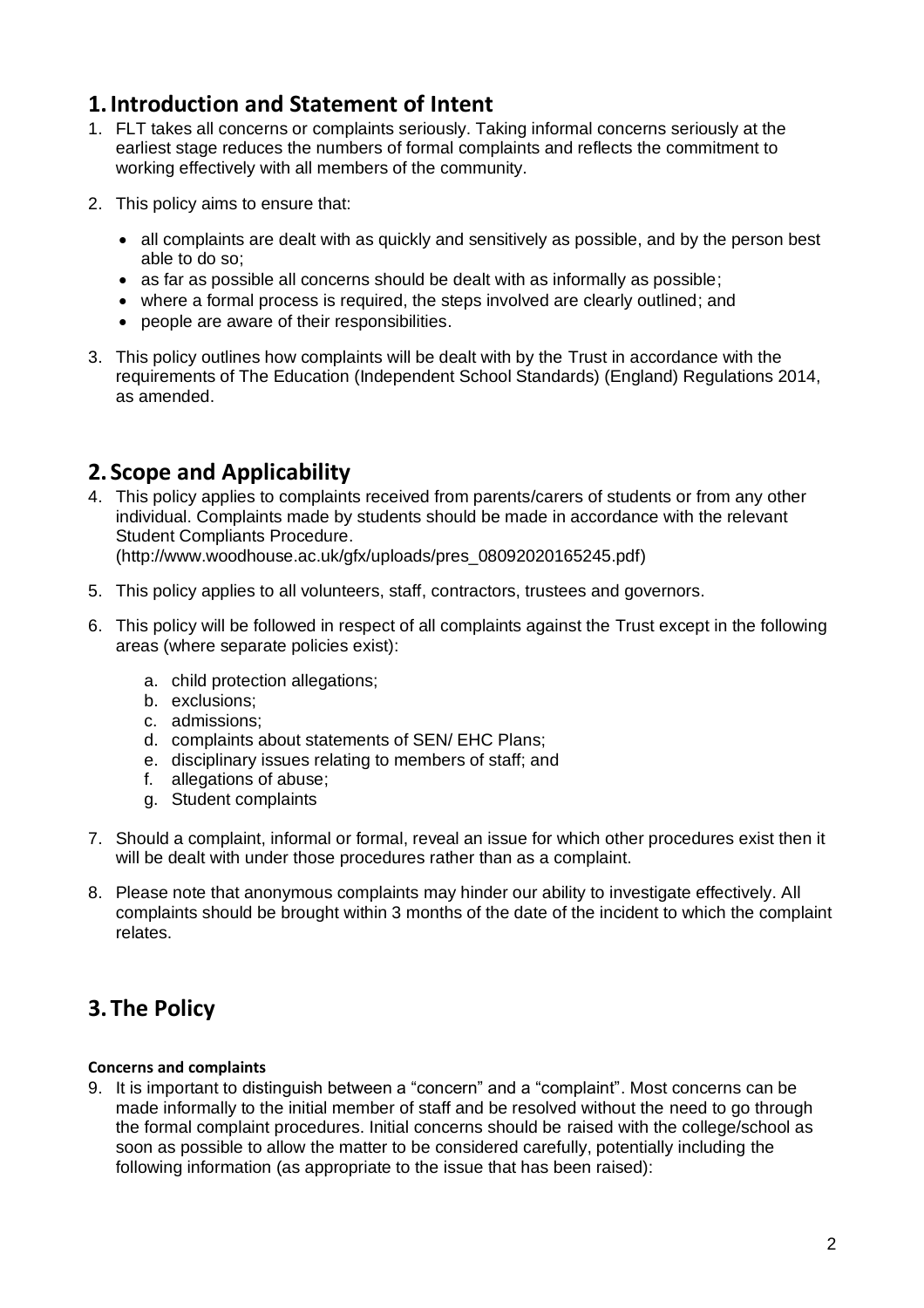## 1. Introduction and Statement of Intent

1. FLT takes all concerns or complaints seriously. Taking informal concerns seriously at the earliest stage reduces the numbers of formal complaints and reflects the commitment to working effectively with all members of the community.

2. This policy aims to ensure that:

   - all complaints are dealt with as quickly and sensitively as possible, and by the person best able to do so;
   - as far as possible all concerns should be dealt with as informally as possible;
   - where a formal process is required, the steps involved are clearly outlined; and
   - people are aware of their responsibilities.

3. This policy outlines how complaints will be dealt with by the Trust in accordance with the requirements of The Education (Independent School Standards) (England) Regulations 2014, as amended.

## 2. Scope and Applicability

4. This policy applies to complaints received from parents/carers of students or from any other individual. Complaints made by students should be made in accordance with the relevant Student Compliants Procedure. (http://www.woodhouse.ac.uk/gfx/uploads/pres_08092020165245.pdf)

5. This policy applies to all volunteers, staff, contractors, trustees and governors.

6. This policy will be followed in respect of all complaints against the Trust except in the following areas (where separate policies exist):

   a. child protection allegations;
   b. exclusions;
   c. admissions;
   d. complaints about statements of SEN/ EHC Plans;
   e. disciplinary issues relating to members of staff; and
   f. allegations of abuse;
   g. Student complaints

7. Should a complaint, informal or formal, reveal an issue for which other procedures exist then it will be dealt with under those procedures rather than as a complaint.

8. Please note that anonymous complaints may hinder our ability to investigate effectively. All complaints should be brought within 3 months of the date of the incident to which the complaint relates.

## 3. The Policy

**Concerns and complaints**

9. It is important to distinguish between a "concern" and a "complaint". Most concerns can be made informally to the initial member of staff and be resolved without the need to go through the formal complaint procedures. Initial concerns should be raised with the college/school as soon as possible to allow the matter to be considered carefully, potentially including the following information (as appropriate to the issue that has been raised):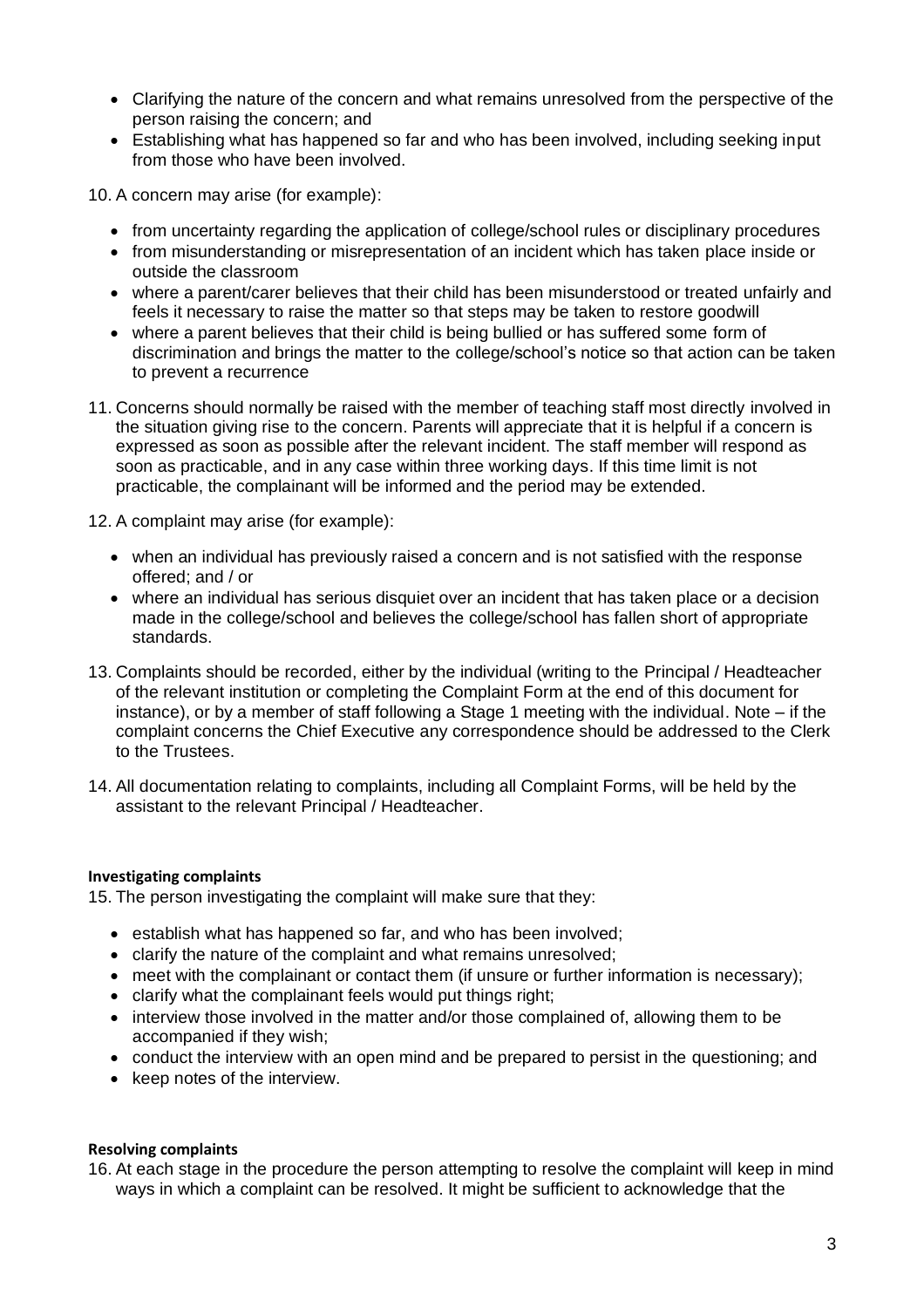- Clarifying the nature of the concern and what remains unresolved from the perspective of the person raising the concern; and
- Establishing what has happened so far and who has been involved, including seeking input from those who have been involved.

10. A concern may arise (for example):

- from uncertainty regarding the application of college/school rules or disciplinary procedures
- from misunderstanding or misrepresentation of an incident which has taken place inside or outside the classroom
- where a parent/carer believes that their child has been misunderstood or treated unfairly and feels it necessary to raise the matter so that steps may be taken to restore goodwill
- where a parent believes that their child is being bullied or has suffered some form of discrimination and brings the matter to the college/school's notice so that action can be taken to prevent a recurrence

11. Concerns should normally be raised with the member of teaching staff most directly involved in the situation giving rise to the concern. Parents will appreciate that it is helpful if a concern is expressed as soon as possible after the relevant incident. The staff member will respond as soon as practicable, and in any case within three working days. If this time limit is not practicable, the complainant will be informed and the period may be extended.

12. A complaint may arise (for example):

- when an individual has previously raised a concern and is not satisfied with the response offered; and / or
- where an individual has serious disquiet over an incident that has taken place or a decision made in the college/school and believes the college/school has fallen short of appropriate standards.

13. Complaints should be recorded, either by the individual (writing to the Principal / Headteacher of the relevant institution or completing the Complaint Form at the end of this document for instance), or by a member of staff following a Stage 1 meeting with the individual. Note – if the complaint concerns the Chief Executive any correspondence should be addressed to the Clerk to the Trustees.

14. All documentation relating to complaints, including all Complaint Forms, will be held by the assistant to the relevant Principal / Headteacher.

**Investigating complaints**

15. The person investigating the complaint will make sure that they:

- establish what has happened so far, and who has been involved;
- clarify the nature of the complaint and what remains unresolved;
- meet with the complainant or contact them (if unsure or further information is necessary);
- clarify what the complainant feels would put things right;
- interview those involved in the matter and/or those complained of, allowing them to be accompanied if they wish;
- conduct the interview with an open mind and be prepared to persist in the questioning; and
- keep notes of the interview.

**Resolving complaints**

16. At each stage in the procedure the person attempting to resolve the complaint will keep in mind ways in which a complaint can be resolved. It might be sufficient to acknowledge that the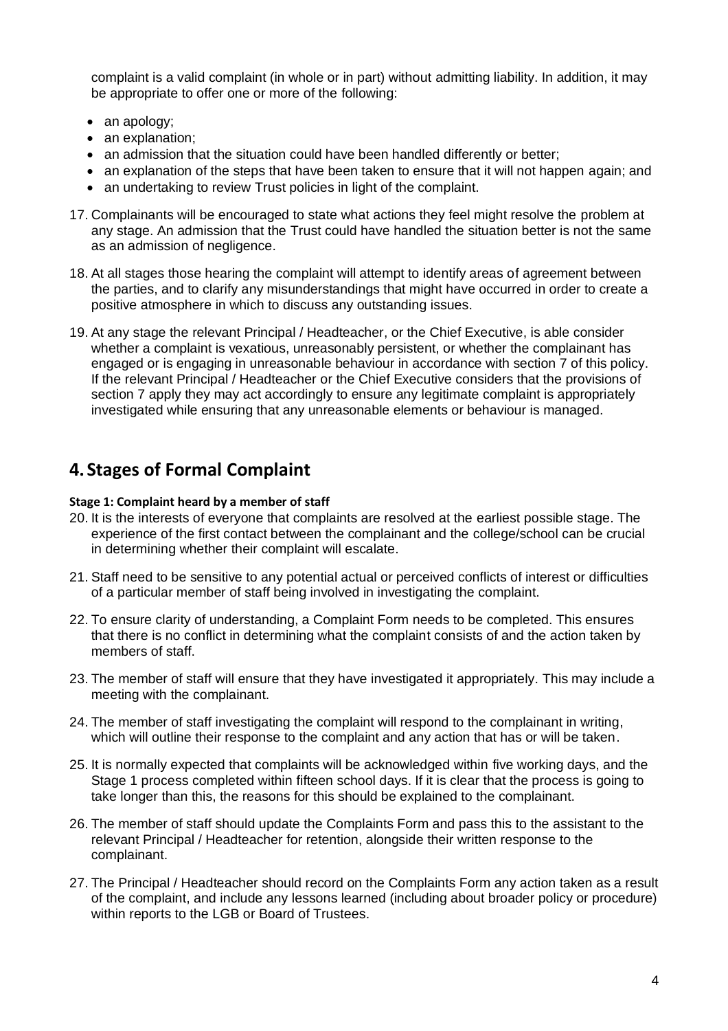complaint is a valid complaint (in whole or in part) without admitting liability. In addition, it may be appropriate to offer one or more of the following:

- an apology;
- an explanation;
- an admission that the situation could have been handled differently or better;
- an explanation of the steps that have been taken to ensure that it will not happen again; and
- an undertaking to review Trust policies in light of the complaint.

17. Complainants will be encouraged to state what actions they feel might resolve the problem at any stage. An admission that the Trust could have handled the situation better is not the same as an admission of negligence.

18. At all stages those hearing the complaint will attempt to identify areas of agreement between the parties, and to clarify any misunderstandings that might have occurred in order to create a positive atmosphere in which to discuss any outstanding issues.

19. At any stage the relevant Principal / Headteacher, or the Chief Executive, is able consider whether a complaint is vexatious, unreasonably persistent, or whether the complainant has engaged or is engaging in unreasonable behaviour in accordance with section 7 of this policy. If the relevant Principal / Headteacher or the Chief Executive considers that the provisions of section 7 apply they may act accordingly to ensure any legitimate complaint is appropriately investigated while ensuring that any unreasonable elements or behaviour is managed.

## 4. Stages of Formal Complaint

**Stage 1: Complaint heard by a member of staff**

20. It is the interests of everyone that complaints are resolved at the earliest possible stage. The experience of the first contact between the complainant and the college/school can be crucial in determining whether their complaint will escalate.

21. Staff need to be sensitive to any potential actual or perceived conflicts of interest or difficulties of a particular member of staff being involved in investigating the complaint.

22. To ensure clarity of understanding, a Complaint Form needs to be completed. This ensures that there is no conflict in determining what the complaint consists of and the action taken by members of staff.

23. The member of staff will ensure that they have investigated it appropriately. This may include a meeting with the complainant.

24. The member of staff investigating the complaint will respond to the complainant in writing, which will outline their response to the complaint and any action that has or will be taken.

25. It is normally expected that complaints will be acknowledged within five working days, and the Stage 1 process completed within fifteen school days. If it is clear that the process is going to take longer than this, the reasons for this should be explained to the complainant.

26. The member of staff should update the Complaints Form and pass this to the assistant to the relevant Principal / Headteacher for retention, alongside their written response to the complainant.

27. The Principal / Headteacher should record on the Complaints Form any action taken as a result of the complaint, and include any lessons learned (including about broader policy or procedure) within reports to the LGB or Board of Trustees.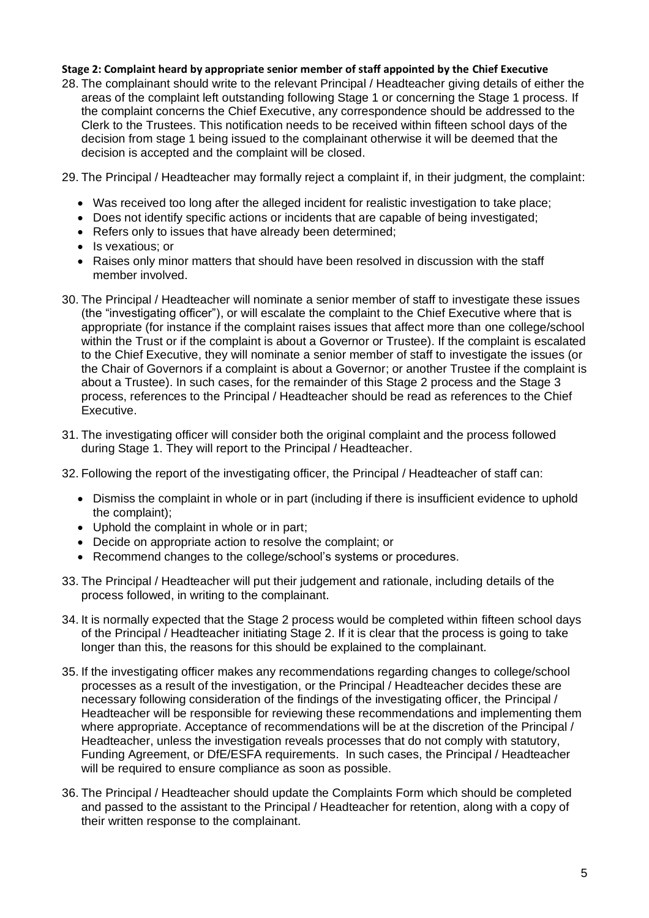**Stage 2: Complaint heard by appropriate senior member of staff appointed by the Chief Executive**

28. The complainant should write to the relevant Principal / Headteacher giving details of either the areas of the complaint left outstanding following Stage 1 or concerning the Stage 1 process. If the complaint concerns the Chief Executive, any correspondence should be addressed to the Clerk to the Trustees. This notification needs to be received within fifteen school days of the decision from stage 1 being issued to the complainant otherwise it will be deemed that the decision is accepted and the complaint will be closed.

29. The Principal / Headteacher may formally reject a complaint if, in their judgment, the complaint:

    - Was received too long after the alleged incident for realistic investigation to take place;
    - Does not identify specific actions or incidents that are capable of being investigated;
    - Refers only to issues that have already been determined;
    - Is vexatious; or
    - Raises only minor matters that should have been resolved in discussion with the staff member involved.

30. The Principal / Headteacher will nominate a senior member of staff to investigate these issues (the "investigating officer"), or will escalate the complaint to the Chief Executive where that is appropriate (for instance if the complaint raises issues that affect more than one college/school within the Trust or if the complaint is about a Governor or Trustee). If the complaint is escalated to the Chief Executive, they will nominate a senior member of staff to investigate the issues (or the Chair of Governors if a complaint is about a Governor; or another Trustee if the complaint is about a Trustee). In such cases, for the remainder of this Stage 2 process and the Stage 3 process, references to the Principal / Headteacher should be read as references to the Chief Executive.

31. The investigating officer will consider both the original complaint and the process followed during Stage 1. They will report to the Principal / Headteacher.

32. Following the report of the investigating officer, the Principal / Headteacher of staff can:

    - Dismiss the complaint in whole or in part (including if there is insufficient evidence to uphold the complaint);
    - Uphold the complaint in whole or in part;
    - Decide on appropriate action to resolve the complaint; or
    - Recommend changes to the college/school's systems or procedures.

33. The Principal / Headteacher will put their judgement and rationale, including details of the process followed, in writing to the complainant.

34. It is normally expected that the Stage 2 process would be completed within fifteen school days of the Principal / Headteacher initiating Stage 2. If it is clear that the process is going to take longer than this, the reasons for this should be explained to the complainant.

35. If the investigating officer makes any recommendations regarding changes to college/school processes as a result of the investigation, or the Principal / Headteacher decides these are necessary following consideration of the findings of the investigating officer, the Principal / Headteacher will be responsible for reviewing these recommendations and implementing them where appropriate. Acceptance of recommendations will be at the discretion of the Principal / Headteacher, unless the investigation reveals processes that do not comply with statutory, Funding Agreement, or DfE/ESFA requirements. In such cases, the Principal / Headteacher will be required to ensure compliance as soon as possible.

36. The Principal / Headteacher should update the Complaints Form which should be completed and passed to the assistant to the Principal / Headteacher for retention, along with a copy of their written response to the complainant.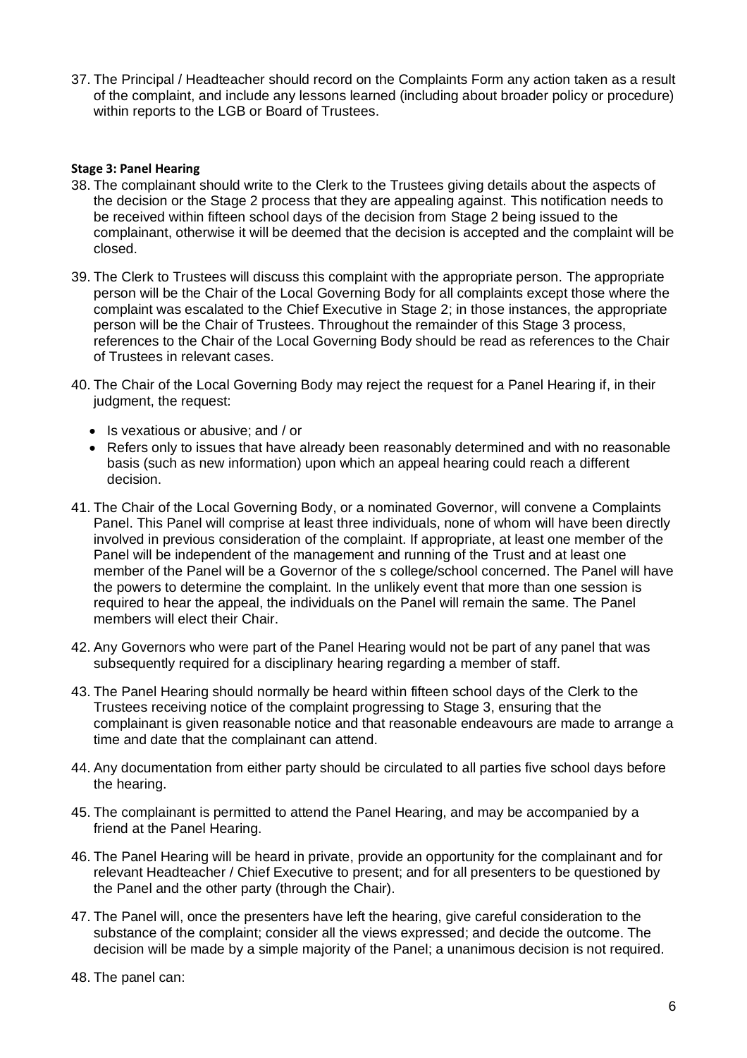37. The Principal / Headteacher should record on the Complaints Form any action taken as a result of the complaint, and include any lessons learned (including about broader policy or procedure) within reports to the LGB or Board of Trustees.

**Stage 3: Panel Hearing**

38. The complainant should write to the Clerk to the Trustees giving details about the aspects of the decision or the Stage 2 process that they are appealing against. This notification needs to be received within fifteen school days of the decision from Stage 2 being issued to the complainant, otherwise it will be deemed that the decision is accepted and the complaint will be closed.

39. The Clerk to Trustees will discuss this complaint with the appropriate person. The appropriate person will be the Chair of the Local Governing Body for all complaints except those where the complaint was escalated to the Chief Executive in Stage 2; in those instances, the appropriate person will be the Chair of Trustees. Throughout the remainder of this Stage 3 process, references to the Chair of the Local Governing Body should be read as references to the Chair of Trustees in relevant cases.

40. The Chair of the Local Governing Body may reject the request for a Panel Hearing if, in their judgment, the request:
    - Is vexatious or abusive; and / or
    - Refers only to issues that have already been reasonably determined and with no reasonable basis (such as new information) upon which an appeal hearing could reach a different decision.

41. The Chair of the Local Governing Body, or a nominated Governor, will convene a Complaints Panel. This Panel will comprise at least three individuals, none of whom will have been directly involved in previous consideration of the complaint. If appropriate, at least one member of the Panel will be independent of the management and running of the Trust and at least one member of the Panel will be a Governor of the s college/school concerned. The Panel will have the powers to determine the complaint. In the unlikely event that more than one session is required to hear the appeal, the individuals on the Panel will remain the same. The Panel members will elect their Chair.

42. Any Governors who were part of the Panel Hearing would not be part of any panel that was subsequently required for a disciplinary hearing regarding a member of staff.

43. The Panel Hearing should normally be heard within fifteen school days of the Clerk to the Trustees receiving notice of the complaint progressing to Stage 3, ensuring that the complainant is given reasonable notice and that reasonable endeavours are made to arrange a time and date that the complainant can attend.

44. Any documentation from either party should be circulated to all parties five school days before the hearing.

45. The complainant is permitted to attend the Panel Hearing, and may be accompanied by a friend at the Panel Hearing.

46. The Panel Hearing will be heard in private, provide an opportunity for the complainant and for relevant Headteacher / Chief Executive to present; and for all presenters to be questioned by the Panel and the other party (through the Chair).

47. The Panel will, once the presenters have left the hearing, give careful consideration to the substance of the complaint; consider all the views expressed; and decide the outcome. The decision will be made by a simple majority of the Panel; a unanimous decision is not required.

48. The panel can: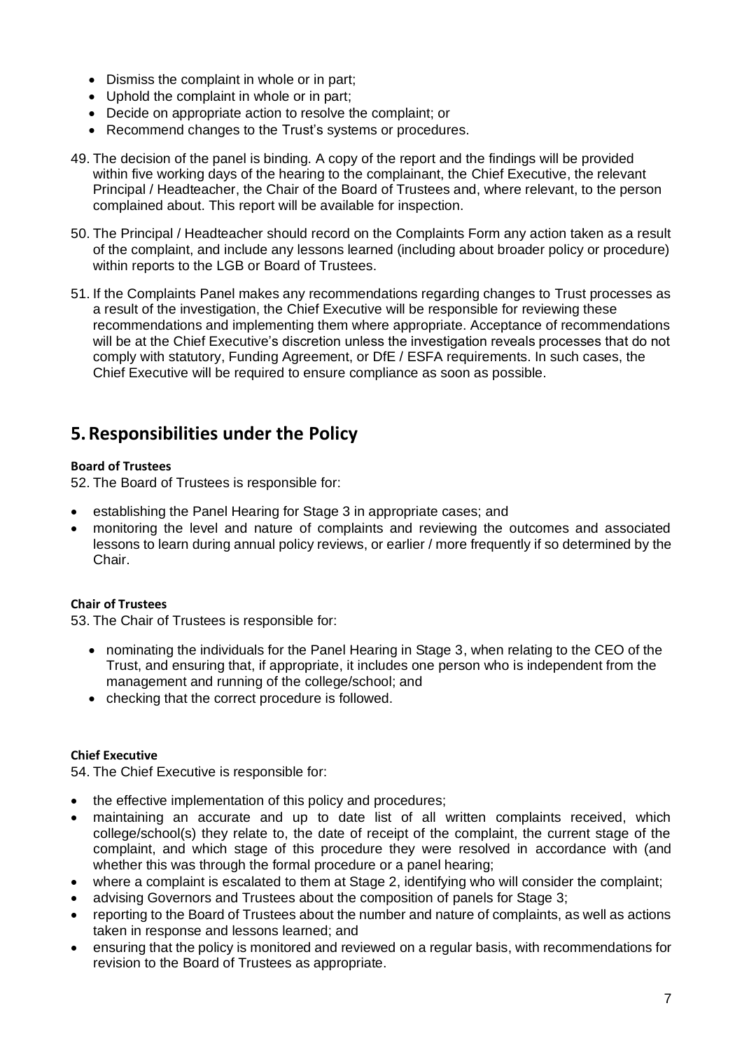- Dismiss the complaint in whole or in part;
- Uphold the complaint in whole or in part;
- Decide on appropriate action to resolve the complaint; or
- Recommend changes to the Trust's systems or procedures.

49. The decision of the panel is binding. A copy of the report and the findings will be provided within five working days of the hearing to the complainant, the Chief Executive, the relevant Principal / Headteacher, the Chair of the Board of Trustees and, where relevant, to the person complained about. This report will be available for inspection.

50. The Principal / Headteacher should record on the Complaints Form any action taken as a result of the complaint, and include any lessons learned (including about broader policy or procedure) within reports to the LGB or Board of Trustees.

51. If the Complaints Panel makes any recommendations regarding changes to Trust processes as a result of the investigation, the Chief Executive will be responsible for reviewing these recommendations and implementing them where appropriate. Acceptance of recommendations will be at the Chief Executive's discretion unless the investigation reveals processes that do not comply with statutory, Funding Agreement, or DfE / ESFA requirements. In such cases, the Chief Executive will be required to ensure compliance as soon as possible.

## 5. Responsibilities under the Policy

**Board of Trustees**

52. The Board of Trustees is responsible for:

- establishing the Panel Hearing for Stage 3 in appropriate cases; and
- monitoring the level and nature of complaints and reviewing the outcomes and associated lessons to learn during annual policy reviews, or earlier / more frequently if so determined by the Chair.

**Chair of Trustees**

53. The Chair of Trustees is responsible for:

- nominating the individuals for the Panel Hearing in Stage 3, when relating to the CEO of the Trust, and ensuring that, if appropriate, it includes one person who is independent from the management and running of the college/school; and
- checking that the correct procedure is followed.

**Chief Executive**

54. The Chief Executive is responsible for:

- the effective implementation of this policy and procedures;
- maintaining an accurate and up to date list of all written complaints received, which college/school(s) they relate to, the date of receipt of the complaint, the current stage of the complaint, and which stage of this procedure they were resolved in accordance with (and whether this was through the formal procedure or a panel hearing;
- where a complaint is escalated to them at Stage 2, identifying who will consider the complaint;
- advising Governors and Trustees about the composition of panels for Stage 3;
- reporting to the Board of Trustees about the number and nature of complaints, as well as actions taken in response and lessons learned; and
- ensuring that the policy is monitored and reviewed on a regular basis, with recommendations for revision to the Board of Trustees as appropriate.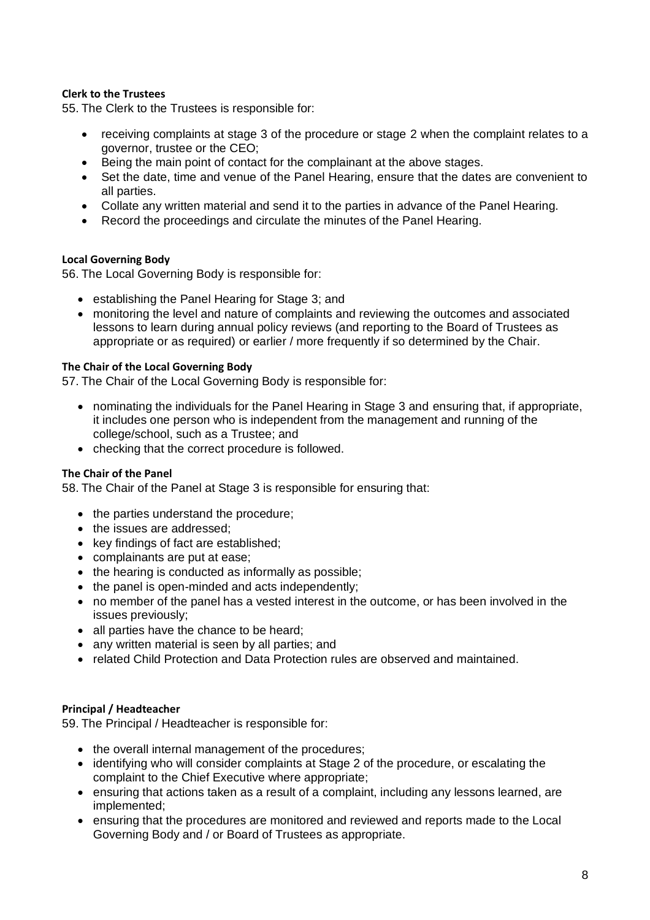**Clerk to the Trustees**

55. The Clerk to the Trustees is responsible for:

- receiving complaints at stage 3 of the procedure or stage 2 when the complaint relates to a governor, trustee or the CEO;
- Being the main point of contact for the complainant at the above stages.
- Set the date, time and venue of the Panel Hearing, ensure that the dates are convenient to all parties.
- Collate any written material and send it to the parties in advance of the Panel Hearing.
- Record the proceedings and circulate the minutes of the Panel Hearing.

**Local Governing Body**

56. The Local Governing Body is responsible for:

- establishing the Panel Hearing for Stage 3; and
- monitoring the level and nature of complaints and reviewing the outcomes and associated lessons to learn during annual policy reviews (and reporting to the Board of Trustees as appropriate or as required) or earlier / more frequently if so determined by the Chair.

**The Chair of the Local Governing Body**

57. The Chair of the Local Governing Body is responsible for:

- nominating the individuals for the Panel Hearing in Stage 3 and ensuring that, if appropriate, it includes one person who is independent from the management and running of the college/school, such as a Trustee; and
- checking that the correct procedure is followed.

**The Chair of the Panel**

58. The Chair of the Panel at Stage 3 is responsible for ensuring that:

- the parties understand the procedure;
- the issues are addressed;
- key findings of fact are established;
- complainants are put at ease;
- the hearing is conducted as informally as possible;
- the panel is open-minded and acts independently;
- no member of the panel has a vested interest in the outcome, or has been involved in the issues previously;
- all parties have the chance to be heard;
- any written material is seen by all parties; and
- related Child Protection and Data Protection rules are observed and maintained.

**Principal / Headteacher**

59. The Principal / Headteacher is responsible for:

- the overall internal management of the procedures;
- identifying who will consider complaints at Stage 2 of the procedure, or escalating the complaint to the Chief Executive where appropriate;
- ensuring that actions taken as a result of a complaint, including any lessons learned, are implemented;
- ensuring that the procedures are monitored and reviewed and reports made to the Local Governing Body and / or Board of Trustees as appropriate.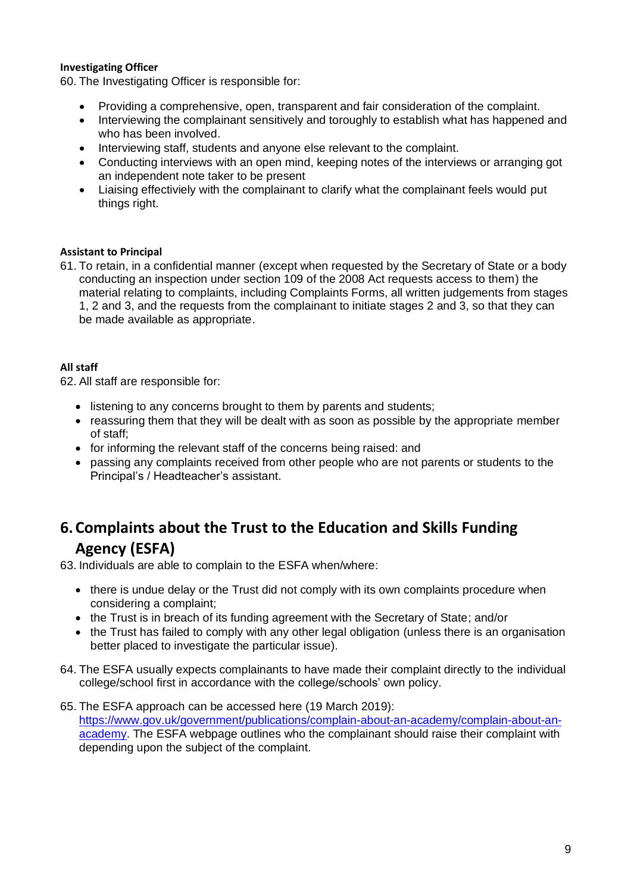**Investigating Officer**

60. The Investigating Officer is responsible for:

- Providing a comprehensive, open, transparent and fair consideration of the complaint.
- Interviewing the complainant sensitively and toroughly to establish what has happened and who has been involved.
- Interviewing staff, students and anyone else relevant to the complaint.
- Conducting interviews with an open mind, keeping notes of the interviews or arranging got an independent note taker to be present
- Liaising effectiviely with the complainant to clarify what the complainant feels would put things right.

**Assistant to Principal**

61. To retain, in a confidential manner (except when requested by the Secretary of State or a body conducting an inspection under section 109 of the 2008 Act requests access to them) the material relating to complaints, including Complaints Forms, all written judgements from stages 1, 2 and 3, and the requests from the complainant to initiate stages 2 and 3, so that they can be made available as appropriate.

**All staff**

62. All staff are responsible for:

- listening to any concerns brought to them by parents and students;
- reassuring them that they will be dealt with as soon as possible by the appropriate member of staff;
- for informing the relevant staff of the concerns being raised: and
- passing any complaints received from other people who are not parents or students to the Principal's / Headteacher's assistant.

## 6. Complaints about the Trust to the Education and Skills Funding Agency (ESFA)

63. Individuals are able to complain to the ESFA when/where:

- there is undue delay or the Trust did not comply with its own complaints procedure when considering a complaint;
- the Trust is in breach of its funding agreement with the Secretary of State; and/or
- the Trust has failed to comply with any other legal obligation (unless there is an organisation better placed to investigate the particular issue).

64. The ESFA usually expects complainants to have made their complaint directly to the individual college/school first in accordance with the college/schools' own policy.

65. The ESFA approach can be accessed here (19 March 2019): [https://www.gov.uk/government/publications/complain-about-an-academy/complain-about-an-academy](https://www.gov.uk/government/publications/complain-about-an-academy/complain-about-an-academy). The ESFA webpage outlines who the complainant should raise their complaint with depending upon the subject of the complaint.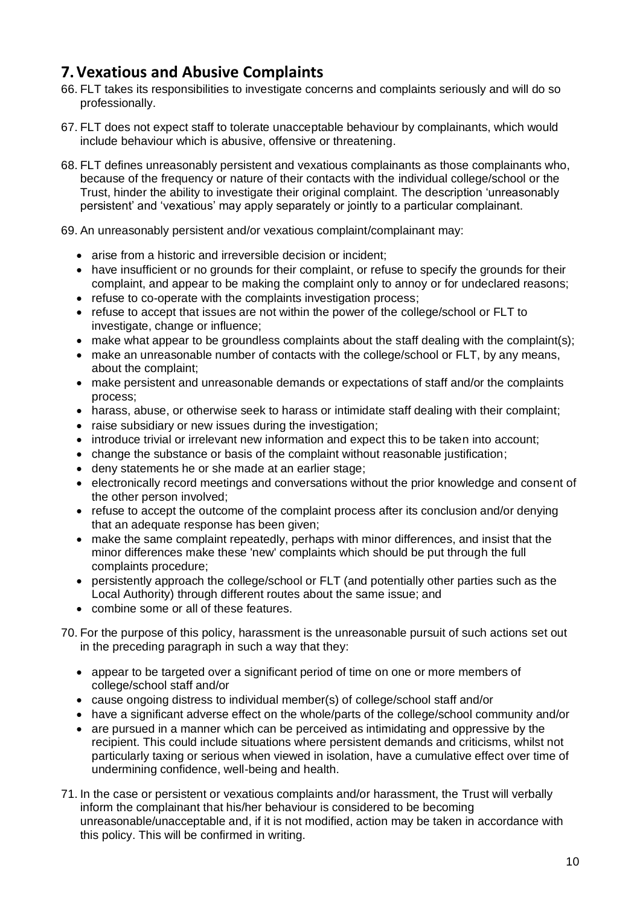## 7. Vexatious and Abusive Complaints

66. FLT takes its responsibilities to investigate concerns and complaints seriously and will do so professionally.

67. FLT does not expect staff to tolerate unacceptable behaviour by complainants, which would include behaviour which is abusive, offensive or threatening.

68. FLT defines unreasonably persistent and vexatious complainants as those complainants who, because of the frequency or nature of their contacts with the individual college/school or the Trust, hinder the ability to investigate their original complaint. The description 'unreasonably persistent' and 'vexatious' may apply separately or jointly to a particular complainant.

69. An unreasonably persistent and/or vexatious complaint/complainant may:

    - arise from a historic and irreversible decision or incident;
    - have insufficient or no grounds for their complaint, or refuse to specify the grounds for their complaint, and appear to be making the complaint only to annoy or for undeclared reasons;
    - refuse to co-operate with the complaints investigation process;
    - refuse to accept that issues are not within the power of the college/school or FLT to investigate, change or influence;
    - make what appear to be groundless complaints about the staff dealing with the complaint(s);
    - make an unreasonable number of contacts with the college/school or FLT, by any means, about the complaint;
    - make persistent and unreasonable demands or expectations of staff and/or the complaints process;
    - harass, abuse, or otherwise seek to harass or intimidate staff dealing with their complaint;
    - raise subsidiary or new issues during the investigation;
    - introduce trivial or irrelevant new information and expect this to be taken into account;
    - change the substance or basis of the complaint without reasonable justification;
    - deny statements he or she made at an earlier stage;
    - electronically record meetings and conversations without the prior knowledge and consent of the other person involved;
    - refuse to accept the outcome of the complaint process after its conclusion and/or denying that an adequate response has been given;
    - make the same complaint repeatedly, perhaps with minor differences, and insist that the minor differences make these 'new' complaints which should be put through the full complaints procedure;
    - persistently approach the college/school or FLT (and potentially other parties such as the Local Authority) through different routes about the same issue; and
    - combine some or all of these features.

70. For the purpose of this policy, harassment is the unreasonable pursuit of such actions set out in the preceding paragraph in such a way that they:

    - appear to be targeted over a significant period of time on one or more members of college/school staff and/or
    - cause ongoing distress to individual member(s) of college/school staff and/or
    - have a significant adverse effect on the whole/parts of the college/school community and/or
    - are pursued in a manner which can be perceived as intimidating and oppressive by the recipient. This could include situations where persistent demands and criticisms, whilst not particularly taxing or serious when viewed in isolation, have a cumulative effect over time of undermining confidence, well-being and health.

71. In the case or persistent or vexatious complaints and/or harassment, the Trust will verbally inform the complainant that his/her behaviour is considered to be becoming unreasonable/unacceptable and, if it is not modified, action may be taken in accordance with this policy. This will be confirmed in writing.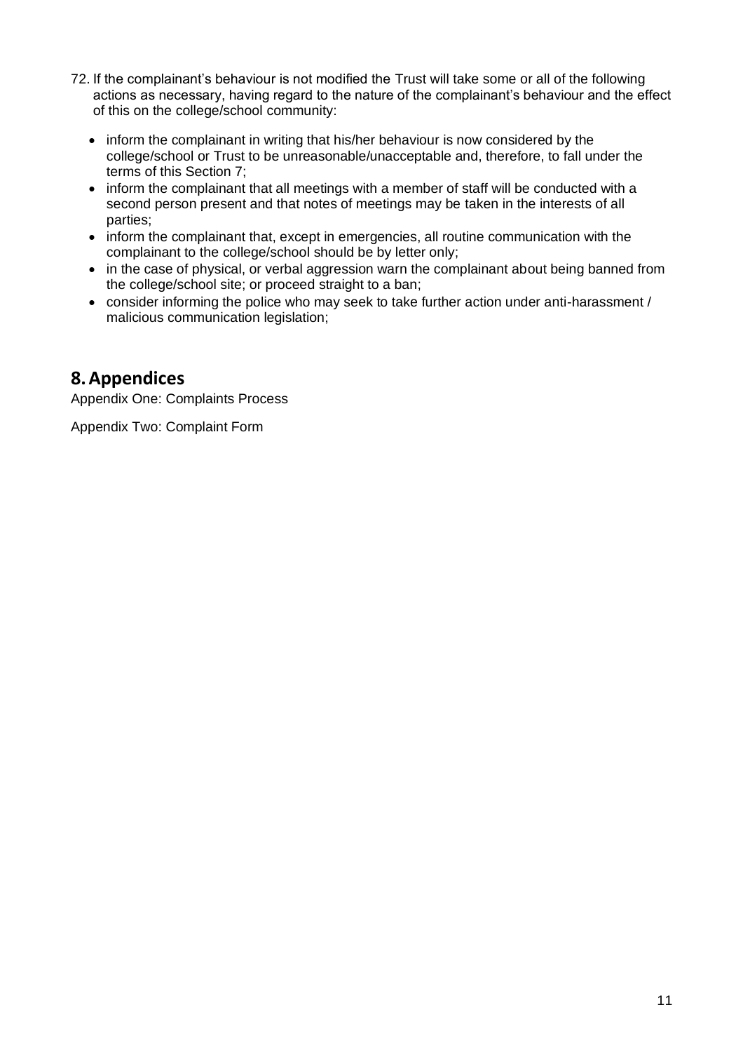72. If the complainant's behaviour is not modified the Trust will take some or all of the following actions as necessary, having regard to the nature of the complainant's behaviour and the effect of this on the college/school community:

    - inform the complainant in writing that his/her behaviour is now considered by the college/school or Trust to be unreasonable/unacceptable and, therefore, to fall under the terms of this Section 7;
    - inform the complainant that all meetings with a member of staff will be conducted with a second person present and that notes of meetings may be taken in the interests of all parties;
    - inform the complainant that, except in emergencies, all routine communication with the complainant to the college/school should be by letter only;
    - in the case of physical, or verbal aggression warn the complainant about being banned from the college/school site; or proceed straight to a ban;
    - consider informing the police who may seek to take further action under anti-harassment / malicious communication legislation;

## 8. Appendices

Appendix One: Complaints Process

Appendix Two: Complaint Form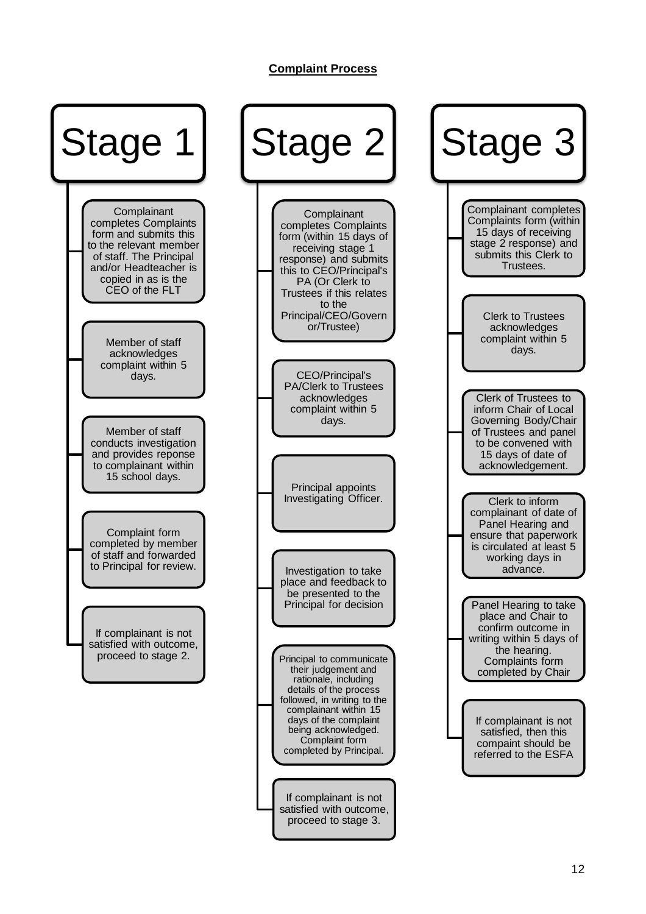**Complaint Process**

## Stage 1

- Complainant completes Complaints form and submits this to the relevant member of staff. The Principal and/or Headteacher is copied in as is the CEO of the FLT
- Member of staff acknowledges complaint within 5 days.
- Member of staff conducts investigation and provides reponse to complainant within 15 school days.
- Complaint form completed by member of staff and forwarded to Principal for review.
- If complainant is not satisfied with outcome, proceed to stage 2.

## Stage 2

- Complainant completes Complaints form (within 15 days of receiving stage 1 response) and submits this to CEO/Principal's PA (Or Clerk to Trustees if this relates to the Principal/CEO/Governor/Trustee)
- CEO/Principal's PA/Clerk to Trustees acknowledges complaint within 5 days.
- Principal appoints Investigating Officer.
- Investigation to take place and feedback to be presented to the Principal for decision
- Principal to communicate their judgement and rationale, including details of the process followed, in writing to the complainant within 15 days of the complaint being acknowledged. Complaint form completed by Principal.
- If complainant is not satisfied with outcome, proceed to stage 3.

## Stage 3

- Complainant completes Complaints form (within 15 days of receiving stage 2 response) and submits this Clerk to Trustees.
- Clerk to Trustees acknowledges complaint within 5 days.
- Clerk of Trustees to inform Chair of Local Governing Body/Chair of Trustees and panel to be convened with 15 days of date of acknowledgement.
- Clerk to inform complainant of date of Panel Hearing and ensure that paperwork is circulated at least 5 working days in advance.
- Panel Hearing to take place and Chair to confirm outcome in writing within 5 days of the hearing. Complaints form completed by Chair
- If complainant is not satisfied, then this compaint should be referred to the ESFA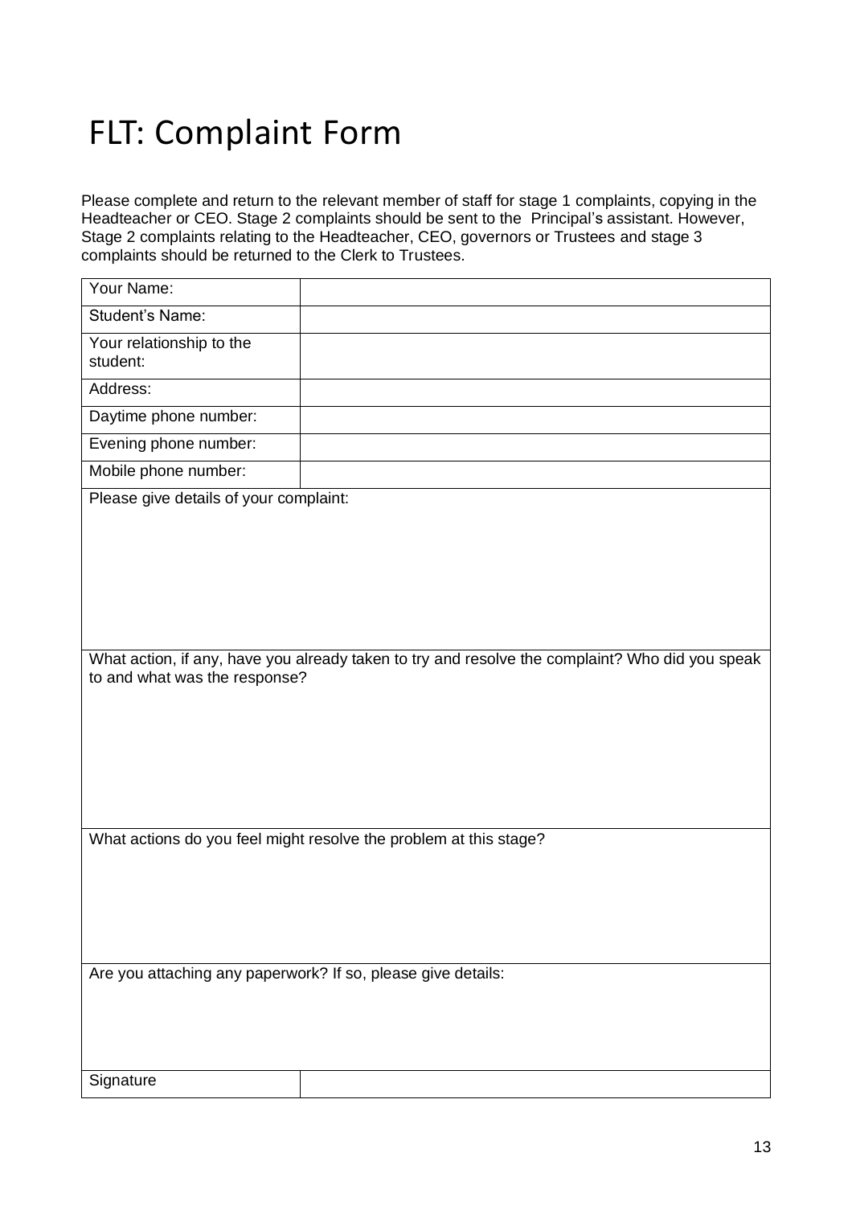# FLT: Complaint Form

Please complete and return to the relevant member of staff for stage 1 complaints, copying in the Headteacher or CEO. Stage 2 complaints should be sent to the Principal's assistant. However, Stage 2 complaints relating to the Headteacher, CEO, governors or Trustees and stage 3 complaints should be returned to the Clerk to Trustees.

| | |
|---|---|
| Your Name: | |
| Student's Name: | |
| Your relationship to the student: | |
| Address: | |
| Daytime phone number: | |
| Evening phone number: | |
| Mobile phone number: | |
| Please give details of your complaint: | |
| What action, if any, have you already taken to try and resolve the complaint? Who did you speak to and what was the response? | |
| What actions do you feel might resolve the problem at this stage? | |
| Are you attaching any paperwork? If so, please give details: | |
| Signature | |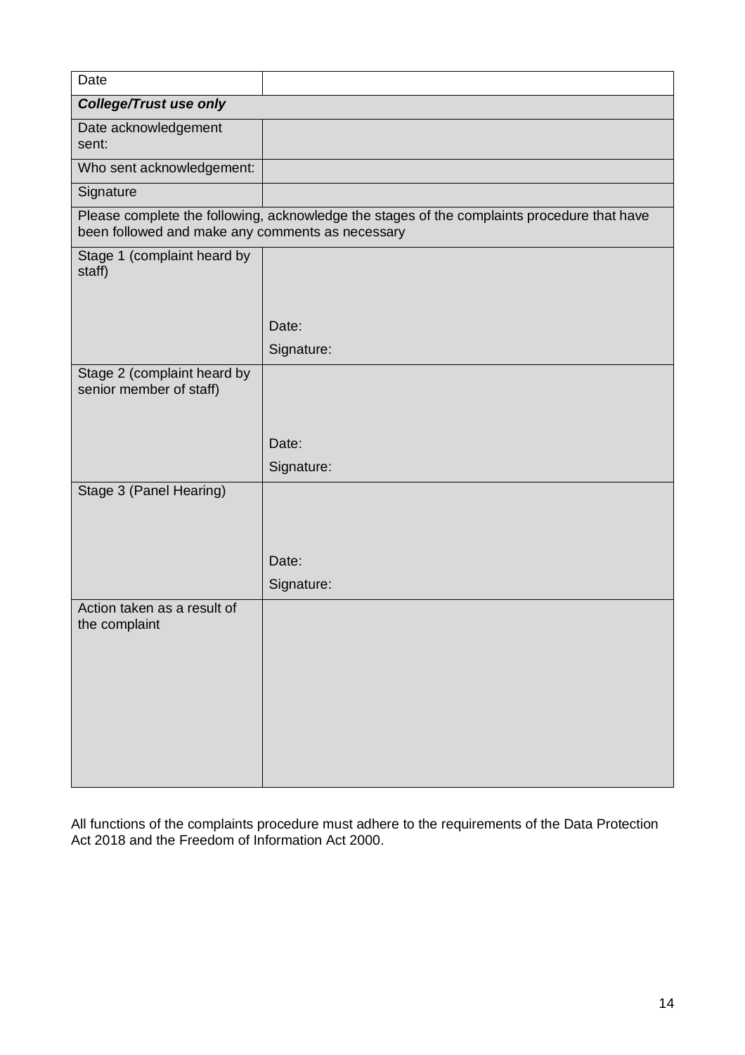| | |
|---|---|
| Date | |
| ***College/Trust use only*** | |
| Date acknowledgement sent: | |
| Who sent acknowledgement: | |
| Signature | |
| Please complete the following, acknowledge the stages of the complaints procedure that have been followed and make any comments as necessary | |
| Stage 1 (complaint heard by staff) | Date:<br>Signature: |
| Stage 2 (complaint heard by senior member of staff) | Date:<br>Signature: |
| Stage 3 (Panel Hearing) | Date:<br>Signature: |
| Action taken as a result of the complaint | |

All functions of the complaints procedure must adhere to the requirements of the Data Protection Act 2018 and the Freedom of Information Act 2000.